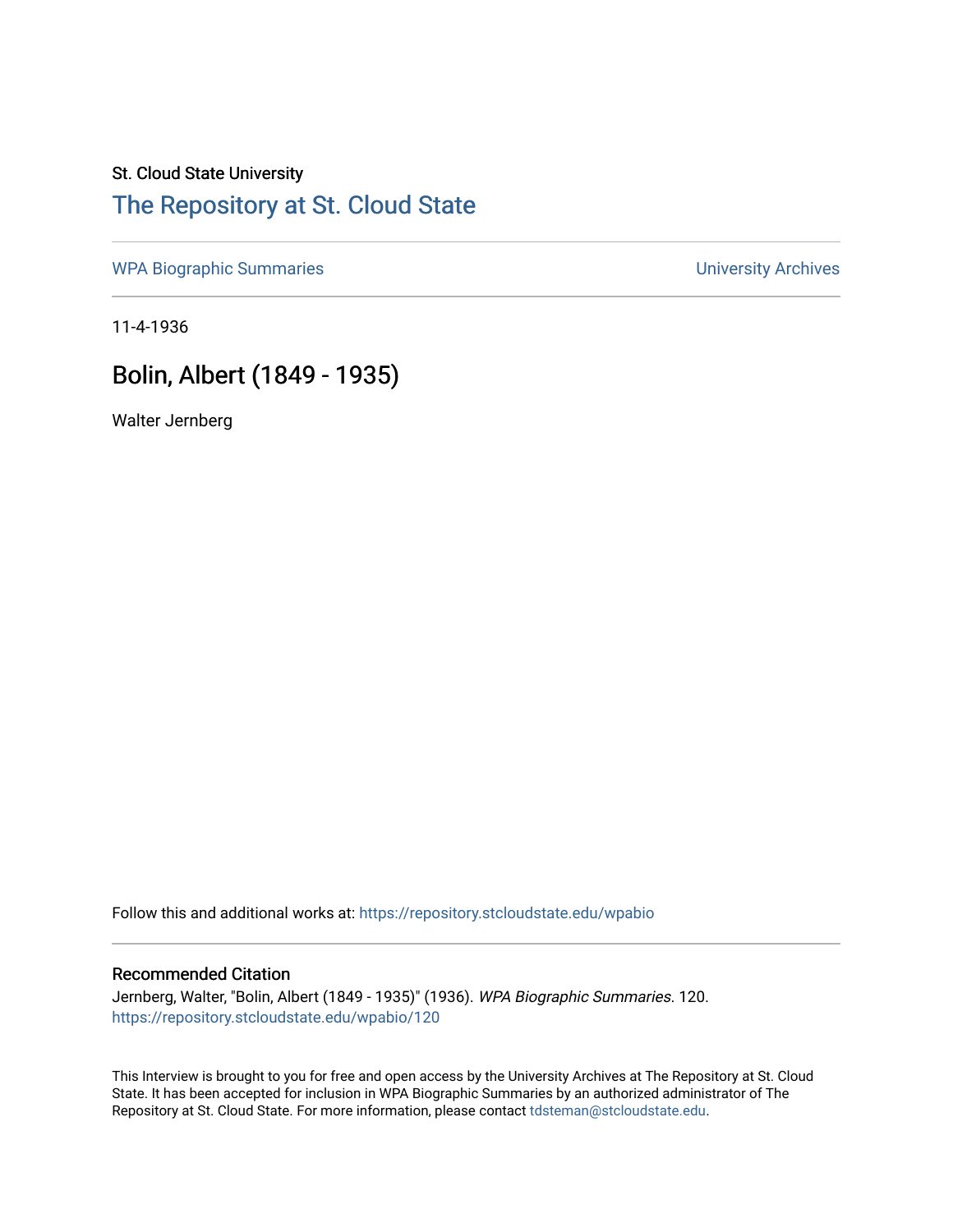St. Cloud State University

# The Repository at St. Cloud State

WPA Biographic Summaries | University Archives

11-4-1936

## Bolin, Albert (1849 - 1935)

Walter Jernberg

Follow this and additional works at: https://repository.stcloudstate.edu/wpabio

### Recommended Citation

Jernberg, Walter, "Bolin, Albert (1849 - 1935)" (1936). *WPA Biographic Summaries*. 120.
https://repository.stcloudstate.edu/wpabio/120

This Interview is brought to you for free and open access by the University Archives at The Repository at St. Cloud State. It has been accepted for inclusion in WPA Biographic Summaries by an authorized administrator of The Repository at St. Cloud State. For more information, please contact tdsteman@stcloudstate.edu.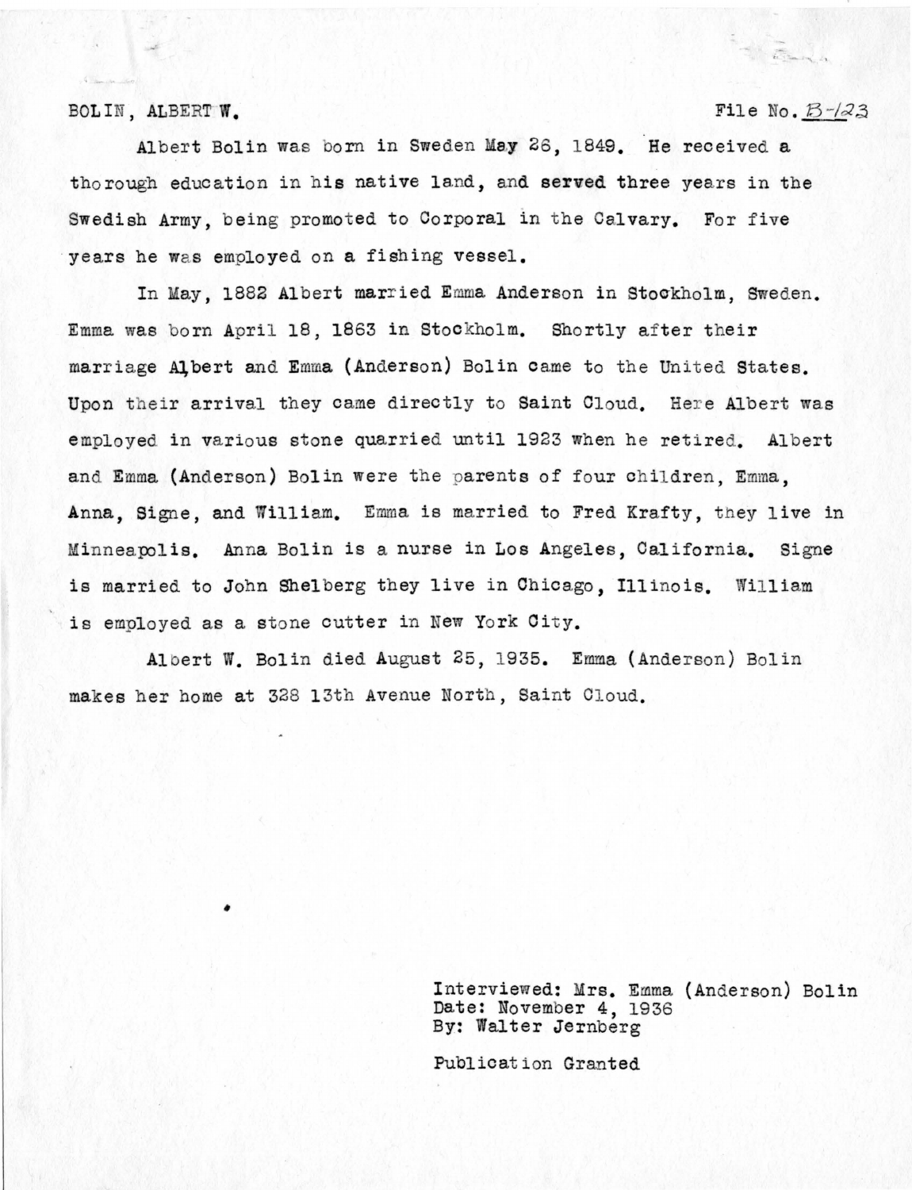BOLIN, ALBERT W. File No. B-123

Albert Bolin was born in Sweden May 26, 1849. He received a thorough education in his native land, and served three years in the Swedish Army, being promoted to Corporal in the Calvary. For five years he was employed on a fishing vessel.

In May, 1882 Albert married Emma Anderson in Stockholm, Sweden. Emma was born April 18, 1863 in Stockholm. Shortly after their marriage Albert and Emma (Anderson) Bolin came to the United States. Upon their arrival they came directly to Saint Cloud. Here Albert was employed in various stone quarried until 1923 when he retired. Albert and Emma (Anderson) Bolin were the parents of four children, Emma, Anna, Signe, and William. Emma is married to Fred Krafty, they live in Minneapolis. Anna Bolin is a nurse in Los Angeles, California. Signe is married to John Shelberg they live in Chicago, Illinois. William is employed as a stone cutter in New York City.

Albert W. Bolin died August 25, 1935. Emma (Anderson) Bolin makes her home at 328 13th Avenue North, Saint Cloud.

Interviewed: Mrs. Emma (Anderson) Bolin
Date: November 4, 1936
By: Walter Jernberg

Publication Granted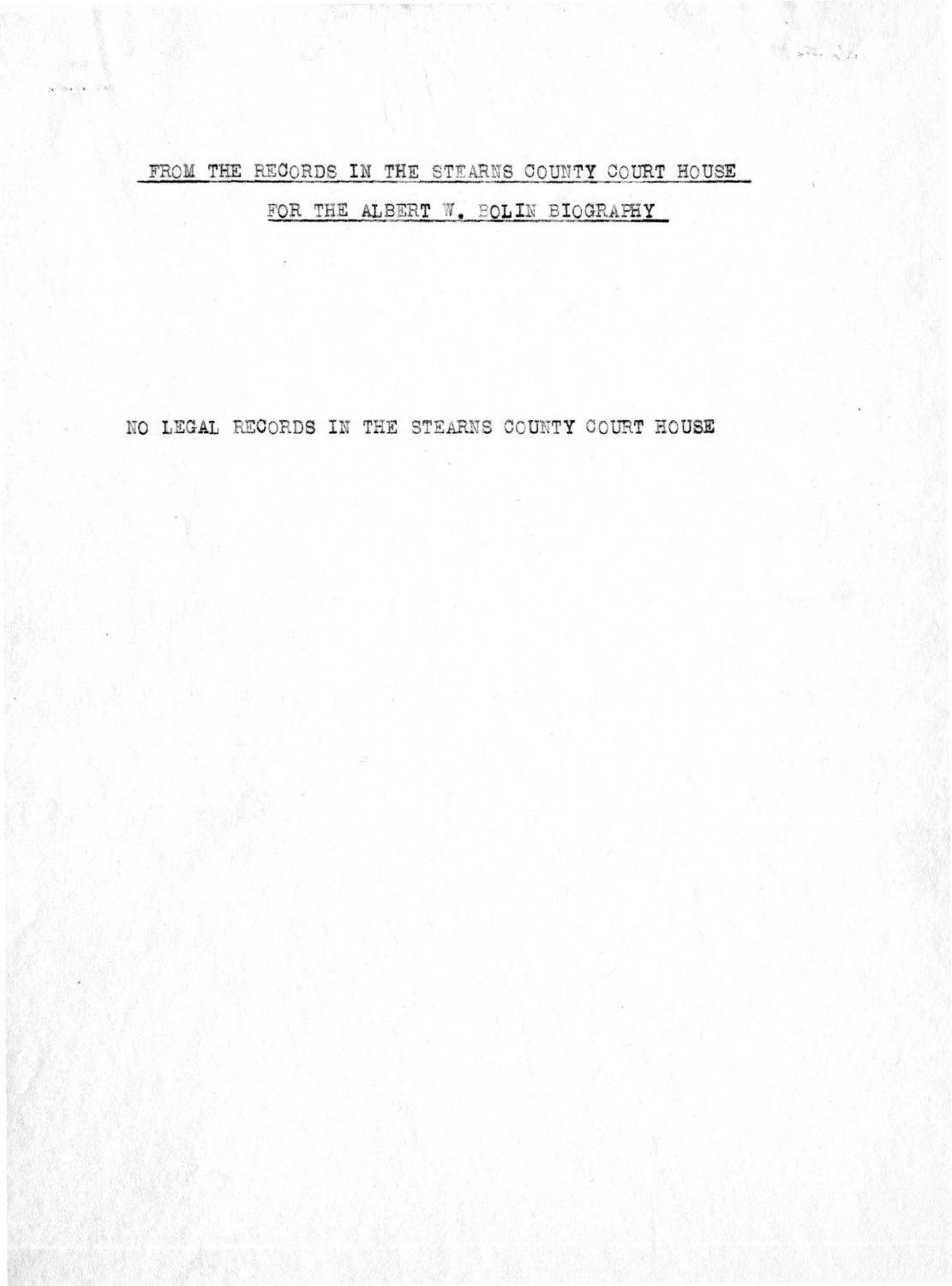FROM THE RECORDS IN THE STEARNS COUNTY COURT HOUSE

FOR THE ALBERT W. BOLIN BIOGRAPHY

NO LEGAL RECORDS IN THE STEARNS COUNTY COURT HOUSE